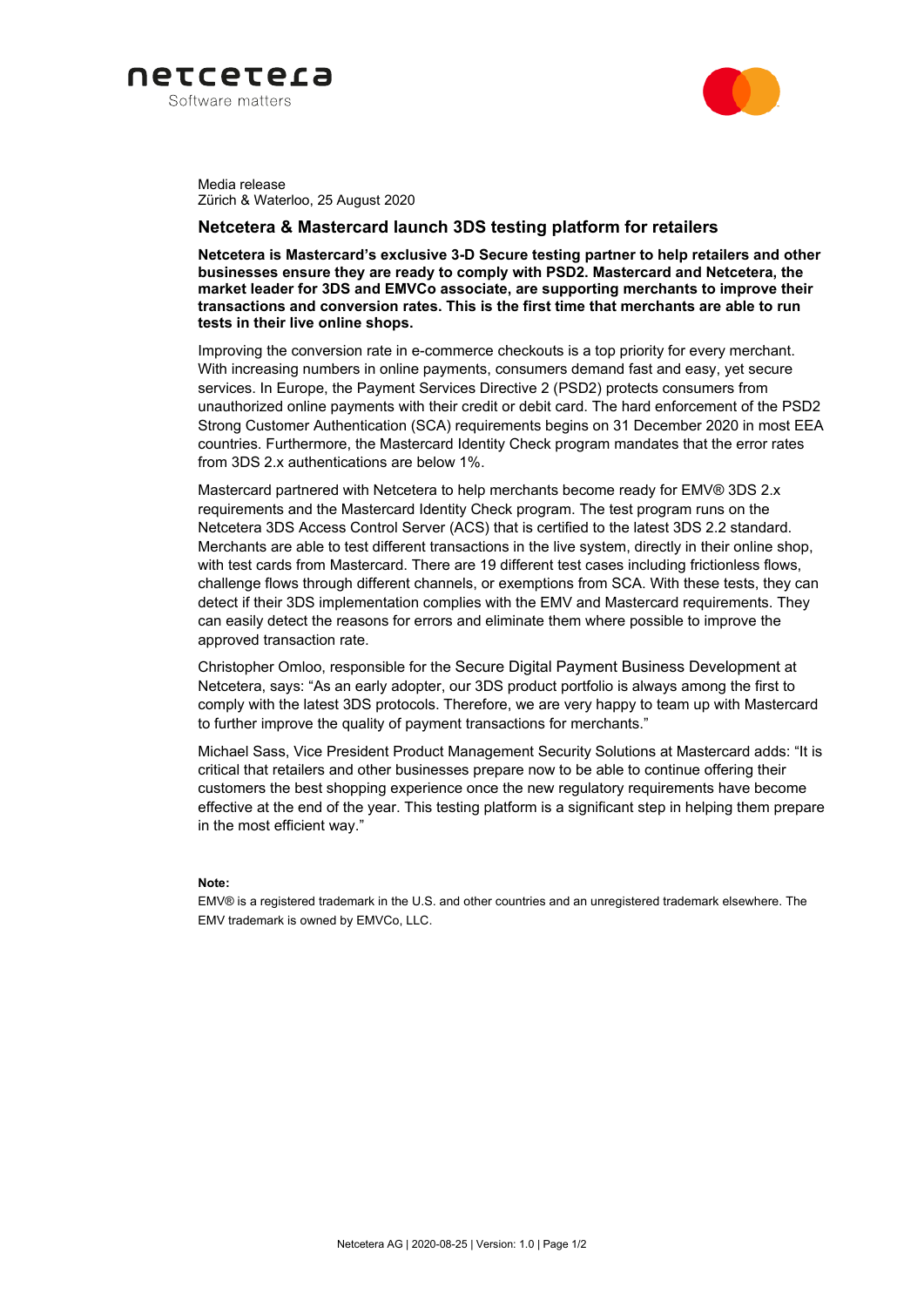netcetera
Software matters

Media release
Zürich & Waterloo, 25 August 2020

# Netcetera & Mastercard launch 3DS testing platform for retailers

**Netcetera is Mastercard's exclusive 3-D Secure testing partner to help retailers and other businesses ensure they are ready to comply with PSD2. Mastercard and Netcetera, the market leader for 3DS and EMVCo associate, are supporting merchants to improve their transactions and conversion rates. This is the first time that merchants are able to run tests in their live online shops.**

Improving the conversion rate in e-commerce checkouts is a top priority for every merchant. With increasing numbers in online payments, consumers demand fast and easy, yet secure services. In Europe, the Payment Services Directive 2 (PSD2) protects consumers from unauthorized online payments with their credit or debit card. The hard enforcement of the PSD2 Strong Customer Authentication (SCA) requirements begins on 31 December 2020 in most EEA countries. Furthermore, the Mastercard Identity Check program mandates that the error rates from 3DS 2.x authentications are below 1%.

Mastercard partnered with Netcetera to help merchants become ready for EMV® 3DS 2.x requirements and the Mastercard Identity Check program. The test program runs on the Netcetera 3DS Access Control Server (ACS) that is certified to the latest 3DS 2.2 standard. Merchants are able to test different transactions in the live system, directly in their online shop, with test cards from Mastercard. There are 19 different test cases including frictionless flows, challenge flows through different channels, or exemptions from SCA. With these tests, they can detect if their 3DS implementation complies with the EMV and Mastercard requirements. They can easily detect the reasons for errors and eliminate them where possible to improve the approved transaction rate.

Christopher Omloo, responsible for the Secure Digital Payment Business Development at Netcetera, says: "As an early adopter, our 3DS product portfolio is always among the first to comply with the latest 3DS protocols. Therefore, we are very happy to team up with Mastercard to further improve the quality of payment transactions for merchants."

Michael Sass, Vice President Product Management Security Solutions at Mastercard adds: "It is critical that retailers and other businesses prepare now to be able to continue offering their customers the best shopping experience once the new regulatory requirements have become effective at the end of the year. This testing platform is a significant step in helping them prepare in the most efficient way."

**Note:**
EMV® is a registered trademark in the U.S. and other countries and an unregistered trademark elsewhere. The EMV trademark is owned by EMVCo, LLC.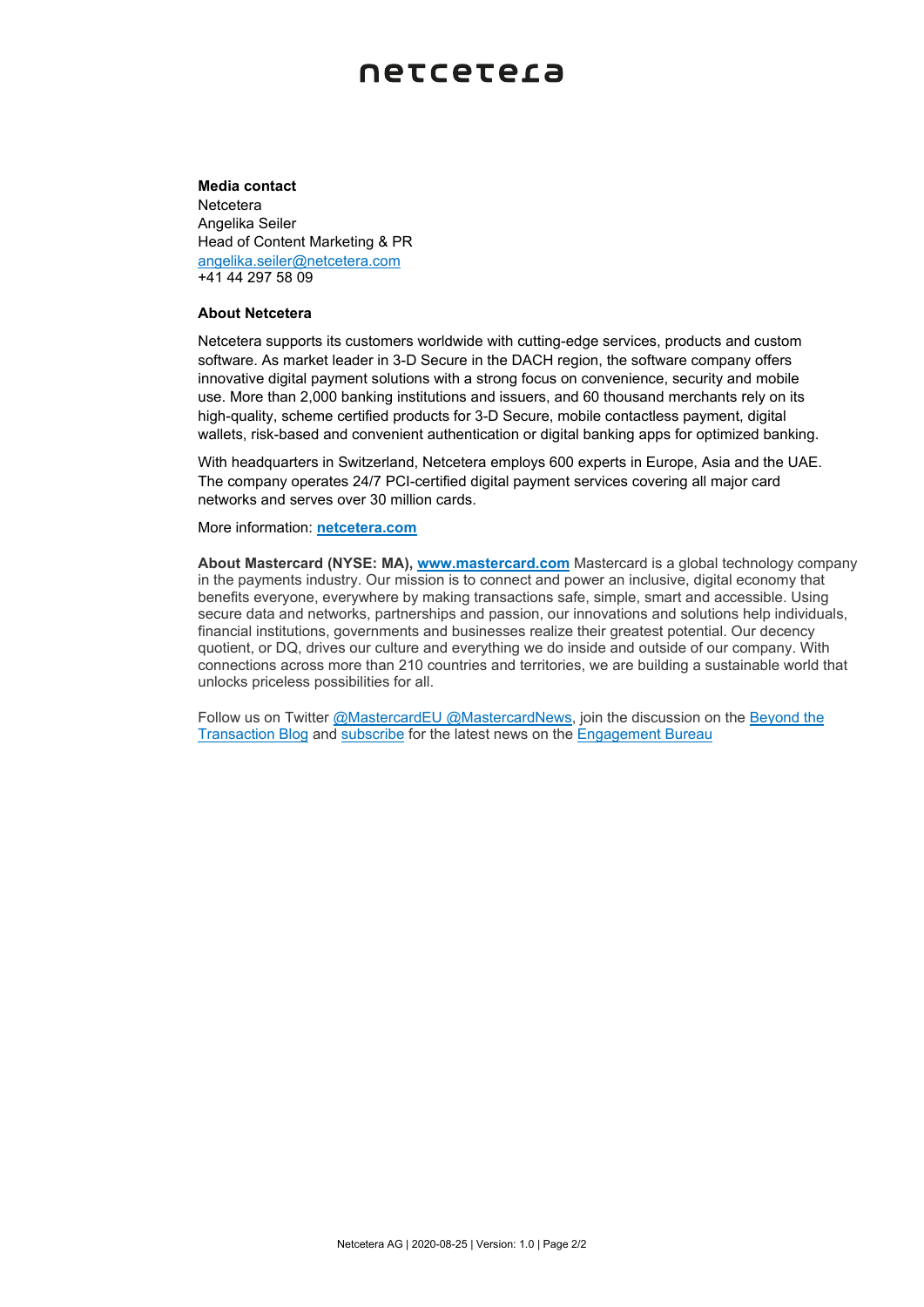**Media contact**
Netcetera
Angelika Seiler
Head of Content Marketing & PR
angelika.seiler@netcetera.com
+41 44 297 58 09

**About Netcetera**

Netcetera supports its customers worldwide with cutting-edge services, products and custom software. As market leader in 3-D Secure in the DACH region, the software company offers innovative digital payment solutions with a strong focus on convenience, security and mobile use. More than 2,000 banking institutions and issuers, and 60 thousand merchants rely on its high-quality, scheme certified products for 3-D Secure, mobile contactless payment, digital wallets, risk-based and convenient authentication or digital banking apps for optimized banking.

With headquarters in Switzerland, Netcetera employs 600 experts in Europe, Asia and the UAE. The company operates 24/7 PCI-certified digital payment services covering all major card networks and serves over 30 million cards.

More information: **netcetera.com**

**About Mastercard (NYSE: MA), www.mastercard.com** Mastercard is a global technology company in the payments industry. Our mission is to connect and power an inclusive, digital economy that benefits everyone, everywhere by making transactions safe, simple, smart and accessible. Using secure data and networks, partnerships and passion, our innovations and solutions help individuals, financial institutions, governments and businesses realize their greatest potential. Our decency quotient, or DQ, drives our culture and everything we do inside and outside of our company. With connections across more than 210 countries and territories, we are building a sustainable world that unlocks priceless possibilities for all.

Follow us on Twitter @MastercardEU @MastercardNews, join the discussion on the Beyond the Transaction Blog and subscribe for the latest news on the Engagement Bureau